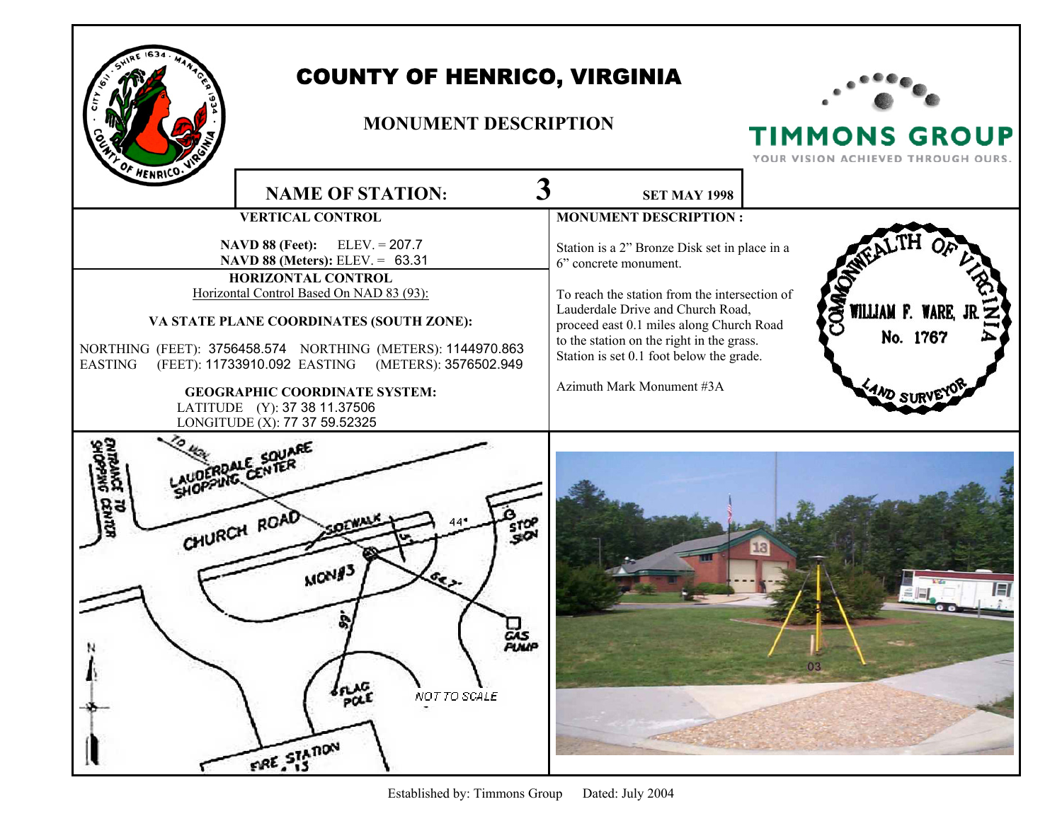# COUNTY OF HENRICO, VIRGINIA

## MONUMENT DESCRIPTION

TIMMONS GROUP
YOUR VISION ACHIEVED THROUGH OURS.

**NAME OF STATION:** **3** **SET MAY 1998**

### VERTICAL CONTROL

**NAVD 88 (Feet):** ELEV. = 207.7
**NAVD 88 (Meters):** ELEV. = 63.31

### HORIZONTAL CONTROL

Horizontal Control Based On NAD 83 (93):

**VA STATE PLANE COORDINATES (SOUTH ZONE):**

NORTHING (FEET): 3756458.574 NORTHING (METERS): 1144970.863
EASTING (FEET): 11733910.092 EASTING (METERS): 3576502.949

**GEOGRAPHIC COORDINATE SYSTEM:**

LATITUDE (Y): 37 38 11.37506
LONGITUDE (X): 77 37 59.52325

### MONUMENT DESCRIPTION :

Station is a 2" Bronze Disk set in place in a 6" concrete monument.

To reach the station from the intersection of Lauderdale Drive and Church Road, proceed east 0.1 miles along Church Road to the station on the right in the grass. Station is set 0.1 foot below the grade.

Azimuth Mark Monument #3A

COMMONWEALTH OF VIRGINIA
WILLIAM F. WARE, JR.
No. 1767
LAND SURVEYOR

TO MON.
ENTRANCE TO SHOPPING CENTER
LAUDERDALE SQUARE SHOPPING CENTER
CHURCH ROAD
SIDEWALK
5'
44'
STOP SIGN
MON#3
64.7'
99'
GAS PUMP
N
FLAG POLE
NOT TO SCALE
FIRE STATION #13

13
03

Established by: Timmons Group Dated: July 2004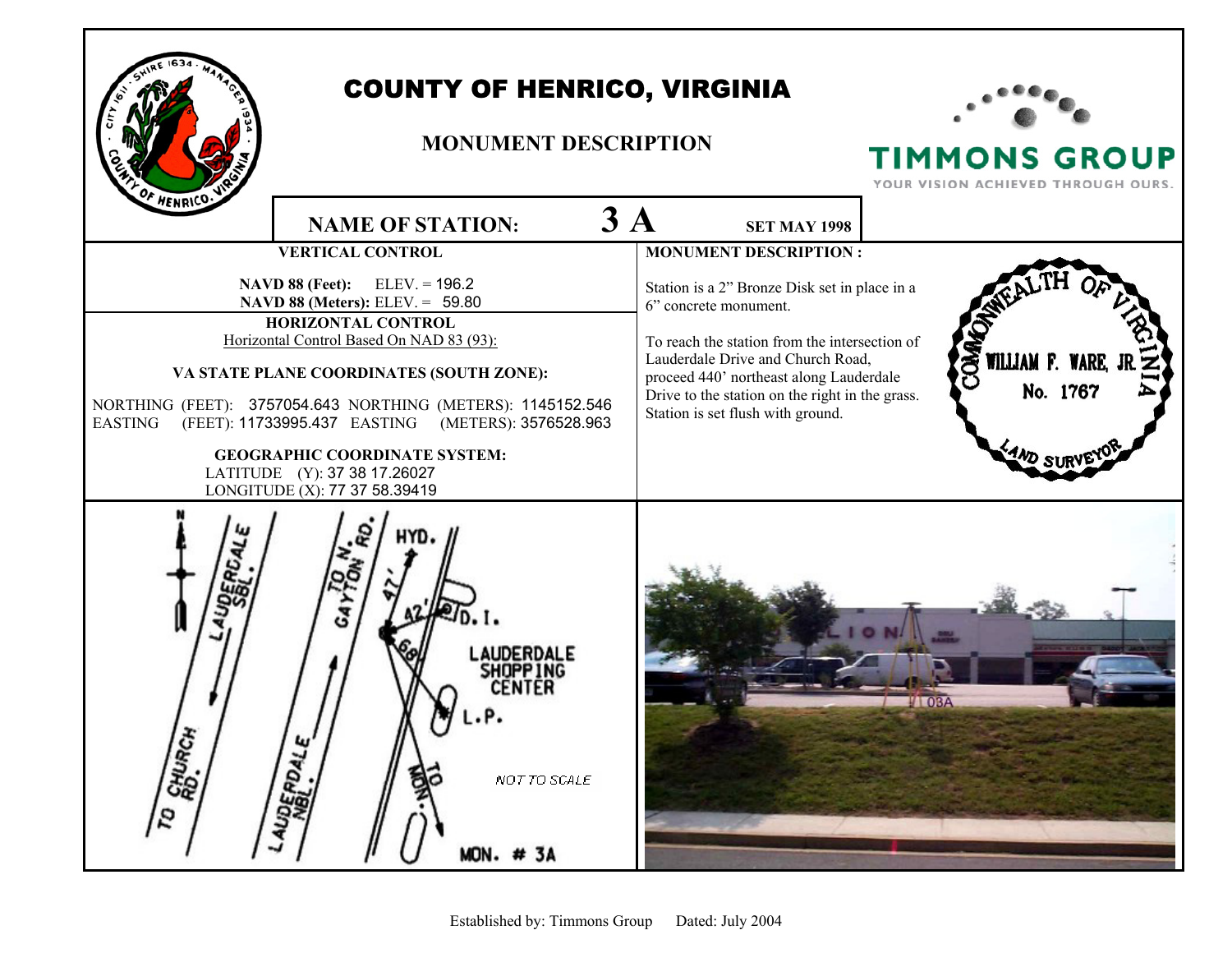# COUNTY OF HENRICO, VIRGINIA

## MONUMENT DESCRIPTION

TIMMONS GROUP
YOUR VISION ACHIEVED THROUGH OURS.

**NAME OF STATION:** **3 A** **SET MAY 1998**

### VERTICAL CONTROL

**NAVD 88 (Feet):** ELEV. = 196.2
**NAVD 88 (Meters):** ELEV. = 59.80

### HORIZONTAL CONTROL

Horizontal Control Based On NAD 83 (93):

**VA STATE PLANE COORDINATES (SOUTH ZONE):**

NORTHING (FEET): 3757054.643 NORTHING (METERS): 1145152.546
EASTING (FEET): 11733995.437 EASTING (METERS): 3576528.963

**GEOGRAPHIC COORDINATE SYSTEM:**

LATITUDE (Y): 37 38 17.26027
LONGITUDE (X): 77 37 58.39419

### MONUMENT DESCRIPTION :

Station is a 2" Bronze Disk set in place in a 6" concrete monument.

To reach the station from the intersection of Lauderdale Drive and Church Road, proceed 440' northeast along Lauderdale Drive to the station on the right in the grass. Station is set flush with ground.

COMMONWEALTH OF VIRGINIA
WILLIAM F. WARE, JR.
No. 1767
LAND SURVEYOR

N
LAUDERDALE SBL.
TO N. GAYTON RD.
HYD.
47'
42'
D.I.
68'
LAUDERDALE SHOPPING CENTER
L.P.
TO CHURCH RD.
LAUDERDALE NBL.
TO MON.
NOT TO SCALE
MON. # 3A

Established by: Timmons Group Dated: July 2004